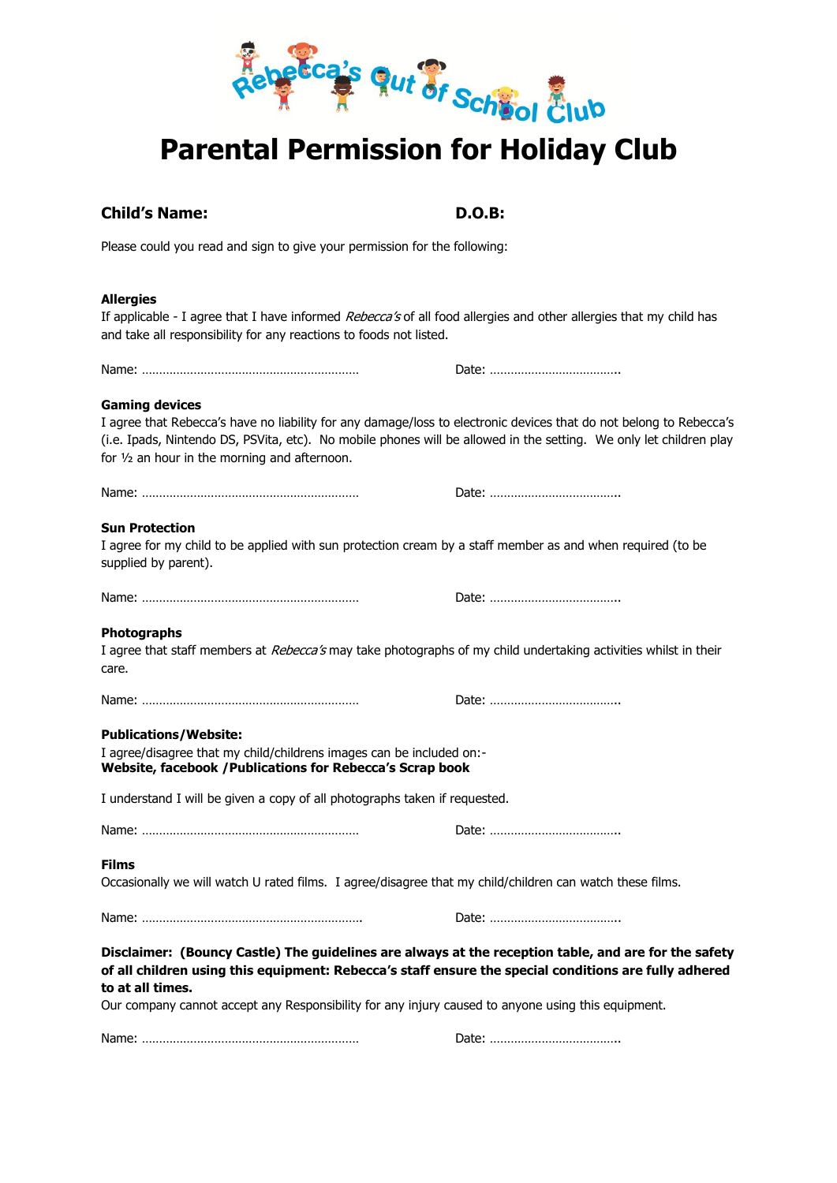Rebecca's Out of School Club

# Parental Permission for Holiday Club

**Child's Name:** **D.O.B:**

Please could you read and sign to give your permission for the following:

**Allergies**

If applicable - I agree that I have informed *Rebecca's* of all food allergies and other allergies that my child has and take all responsibility for any reactions to foods not listed.

Name: ……………………………………………………… Date: ………………………………..

**Gaming devices**

I agree that Rebecca's have no liability for any damage/loss to electronic devices that do not belong to Rebecca's (i.e. Ipads, Nintendo DS, PSVita, etc). No mobile phones will be allowed in the setting. We only let children play for ½ an hour in the morning and afternoon.

Name: ……………………………………………………… Date: ………………………………..

**Sun Protection**

I agree for my child to be applied with sun protection cream by a staff member as and when required (to be supplied by parent).

Name: ……………………………………………………… Date: ………………………………..

**Photographs**

I agree that staff members at *Rebecca's* may take photographs of my child undertaking activities whilst in their care.

Name: ……………………………………………………… Date: ………………………………..

**Publications/Website:**

I agree/disagree that my child/childrens images can be included on:-
**Website, facebook /Publications for Rebecca's Scrap book**

I understand I will be given a copy of all photographs taken if requested.

Name: ……………………………………………………… Date: ………………………………..

**Films**

Occasionally we will watch U rated films. I agree/disagree that my child/children can watch these films.

Name: ……………………………………………………… Date: ………………………………..

**Disclaimer: (Bouncy Castle) The guidelines are always at the reception table, and are for the safety of all children using this equipment: Rebecca's staff ensure the special conditions are fully adhered to at all times.**

Our company cannot accept any Responsibility for any injury caused to anyone using this equipment.

Name: ……………………………………………………… Date: ………………………………..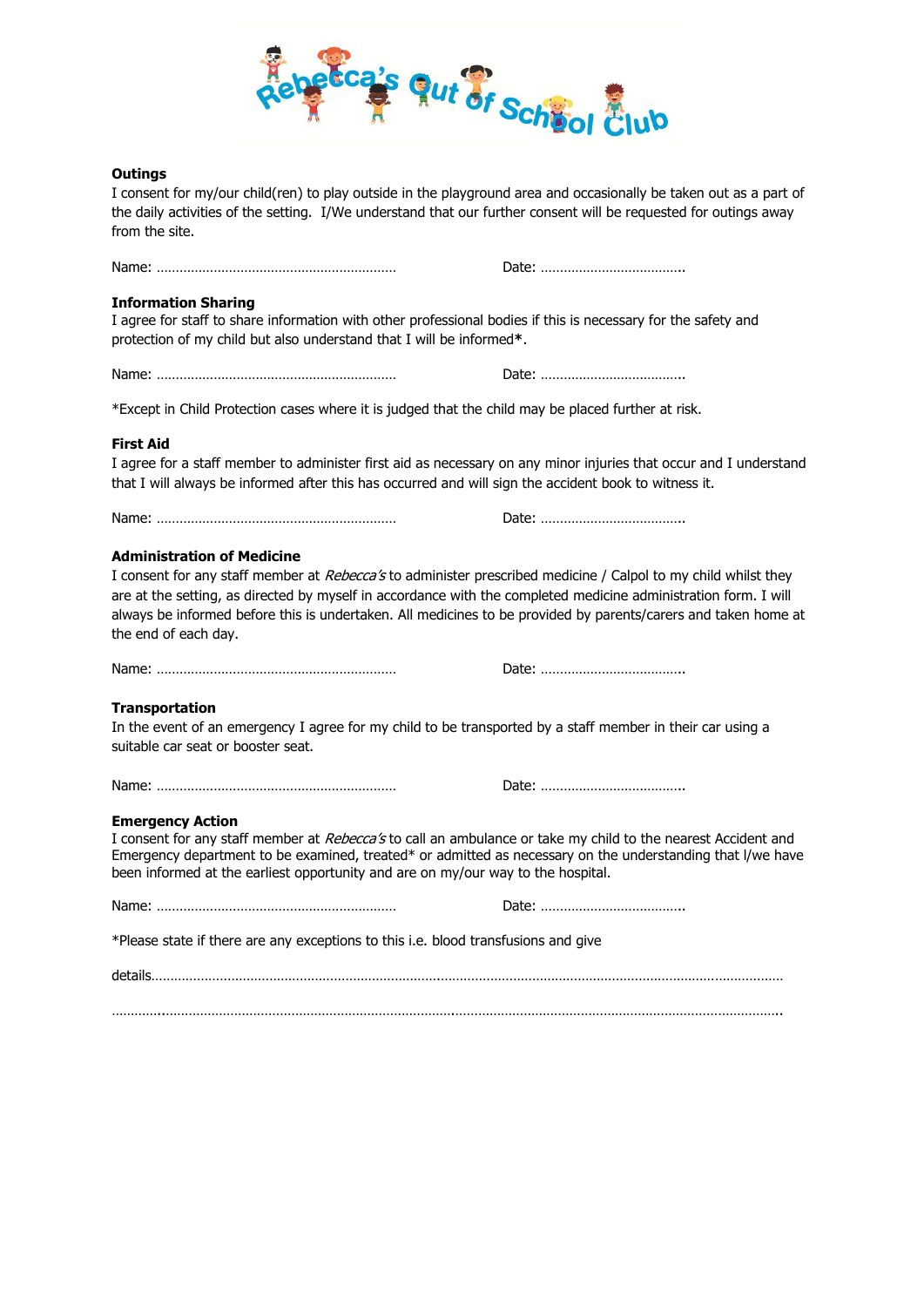Rebecca's Out of School Club

**Outings**

I consent for my/our child(ren) to play outside in the playground area and occasionally be taken out as a part of the daily activities of the setting. I/We understand that our further consent will be requested for outings away from the site.

Name: ……………………………………………………… Date: ………………………………..

**Information Sharing**

I agree for staff to share information with other professional bodies if this is necessary for the safety and protection of my child but also understand that I will be informed*.

Name: ……………………………………………………… Date: ………………………………..

*Except in Child Protection cases where it is judged that the child may be placed further at risk.

**First Aid**

I agree for a staff member to administer first aid as necessary on any minor injuries that occur and I understand that I will always be informed after this has occurred and will sign the accident book to witness it.

Name: ……………………………………………………… Date: ………………………………..

**Administration of Medicine**

I consent for any staff member at *Rebecca's* to administer prescribed medicine / Calpol to my child whilst they are at the setting, as directed by myself in accordance with the completed medicine administration form. I will always be informed before this is undertaken. All medicines to be provided by parents/carers and taken home at the end of each day.

Name: ……………………………………………………… Date: ………………………………..

**Transportation**

In the event of an emergency I agree for my child to be transported by a staff member in their car using a suitable car seat or booster seat.

Name: ……………………………………………………… Date: ………………………………..

**Emergency Action**

I consent for any staff member at *Rebecca's* to call an ambulance or take my child to the nearest Accident and Emergency department to be examined, treated* or admitted as necessary on the understanding that I/we have been informed at the earliest opportunity and are on my/our way to the hospital.

Name: ……………………………………………………… Date: ………………………………..

*Please state if there are any exceptions to this i.e. blood transfusions and give

details……………………………………………………………………………………………………………………………………………

……………………………………………………………………………………………………………………………………………………